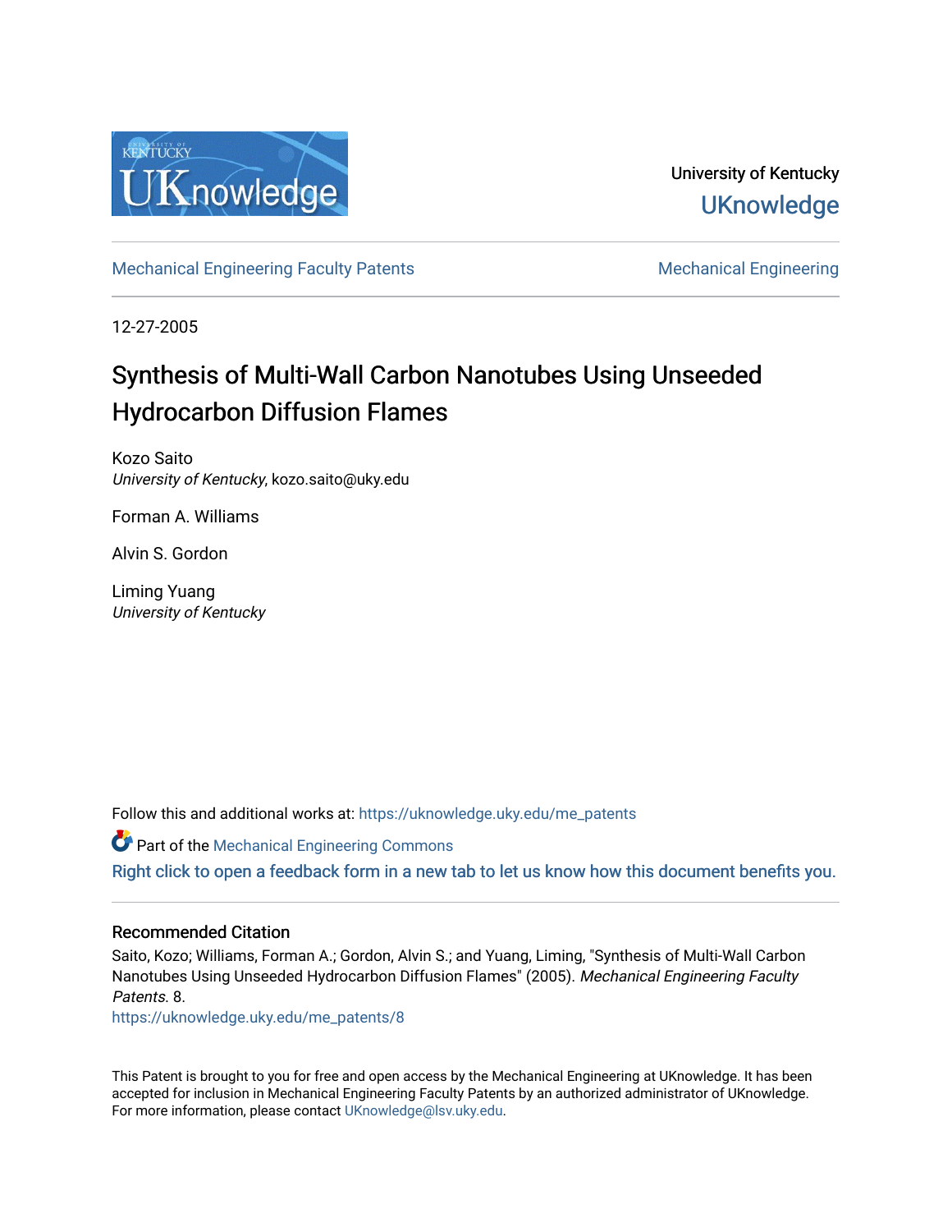University of Kentucky

UKnowledge

Mechanical Engineering Faculty Patents

Mechanical Engineering

12-27-2005

# Synthesis of Multi-Wall Carbon Nanotubes Using Unseeded Hydrocarbon Diffusion Flames

Kozo Saito
*University of Kentucky*, kozo.saito@uky.edu

Forman A. Williams

Alvin S. Gordon

Liming Yuang
*University of Kentucky*

Follow this and additional works at: https://uknowledge.uky.edu/me_patents

Part of the Mechanical Engineering Commons

Right click to open a feedback form in a new tab to let us know how this document benefits you.

## Recommended Citation

Saito, Kozo; Williams, Forman A.; Gordon, Alvin S.; and Yuang, Liming, "Synthesis of Multi-Wall Carbon Nanotubes Using Unseeded Hydrocarbon Diffusion Flames" (2005). *Mechanical Engineering Faculty Patents*. 8.
https://uknowledge.uky.edu/me_patents/8

This Patent is brought to you for free and open access by the Mechanical Engineering at UKnowledge. It has been accepted for inclusion in Mechanical Engineering Faculty Patents by an authorized administrator of UKnowledge. For more information, please contact UKnowledge@lsv.uky.edu.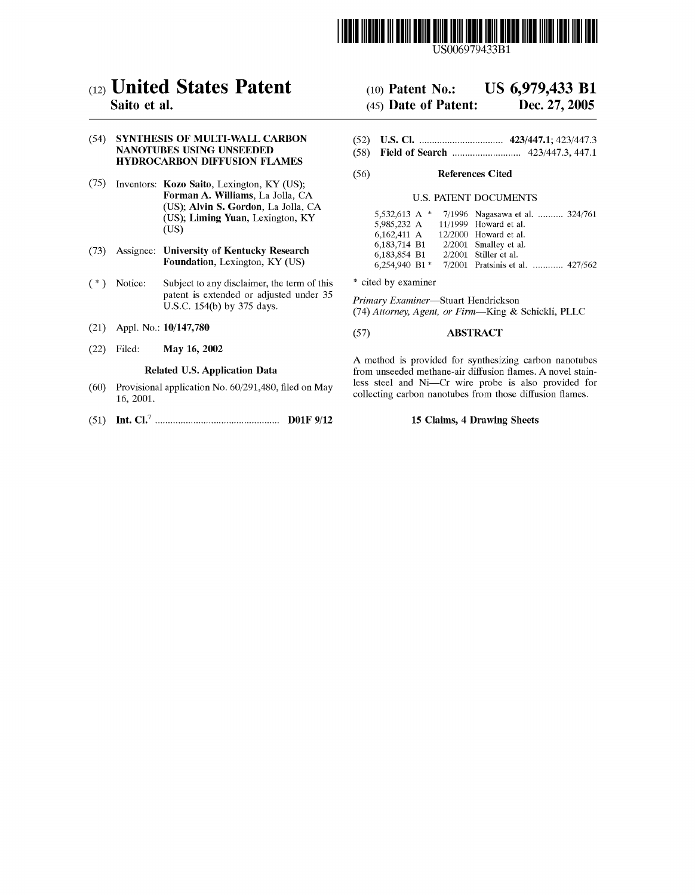# United States Patent

**Saito et al.**

(10) **Patent No.: US 6,979,433 B1**

(45) **Date of Patent: Dec. 27, 2005**

(54) **SYNTHESIS OF MULTI-WALL CARBON NANOTUBES USING UNSEEDED HYDROCARBON DIFFUSION FLAMES**

(75) Inventors: **Kozo Saito**, Lexington, KY (US); **Forman A. Williams**, La Jolla, CA (US); **Alvin S. Gordon**, La Jolla, CA (US); **Liming Yuan**, Lexington, KY (US)

(73) Assignee: **University of Kentucky Research Foundation**, Lexington, KY (US)

( * ) Notice: Subject to any disclaimer, the term of this patent is extended or adjusted under 35 U.S.C. 154(b) by 375 days.

(21) Appl. No.: **10/147,780**

(22) Filed: **May 16, 2002**

**Related U.S. Application Data**

(60) Provisional application No. 60/291,480, filed on May 16, 2001.

(51) **Int. Cl.**[7] .................................................. **D01F 9/12**

(52) **U.S. Cl.** ................................ **423/447.1**; 423/447.3

(58) **Field of Search** ........................... 423/447.3, 447.1

(56) **References Cited**

U.S. PATENT DOCUMENTS

| | | |
|---|---|---|
| 5,532,613 A * | 7/1996 | Nagasawa et al. .......... 324/761 |
| 5,985,232 A | 11/1999 | Howard et al. |
| 6,162,411 A | 12/2000 | Howard et al. |
| 6,183,714 B1 | 2/2001 | Smalley et al. |
| 6,183,854 B1 | 2/2001 | Stiller et al. |
| 6,254,940 B1 * | 7/2001 | Pratsinis et al. ............ 427/562 |

* cited by examiner

*Primary Examiner*—Stuart Hendrickson

(74) *Attorney, Agent, or Firm*—King & Schickli, PLLC

(57) **ABSTRACT**

A method is provided for synthesizing carbon nanotubes from unseeded methane-air diffusion flames. A novel stainless steel and Ni—Cr wire probe is also provided for collecting carbon nanotubes from those diffusion flames.

**15 Claims, 4 Drawing Sheets**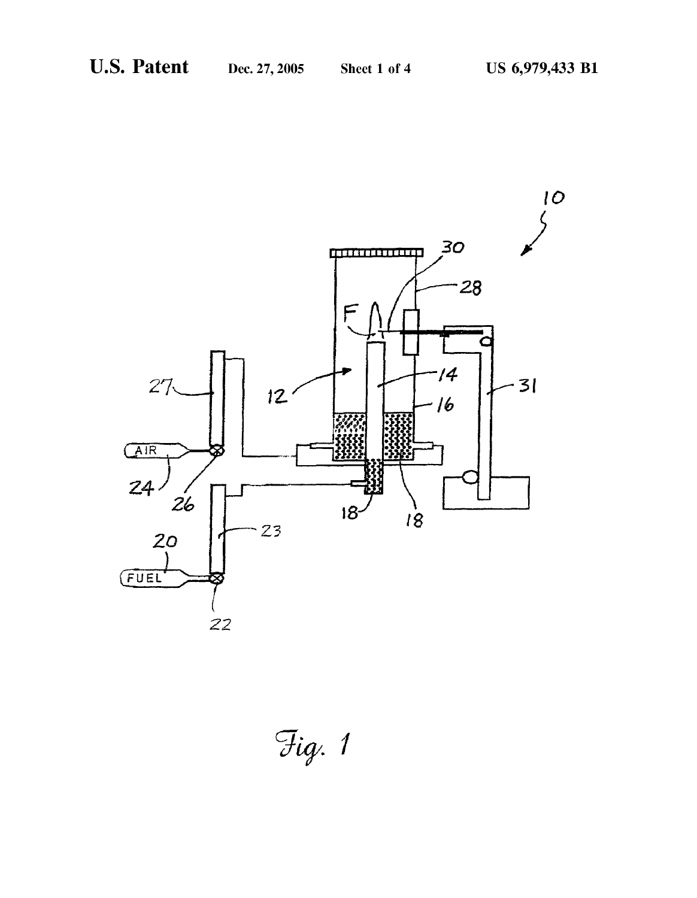Fig. 1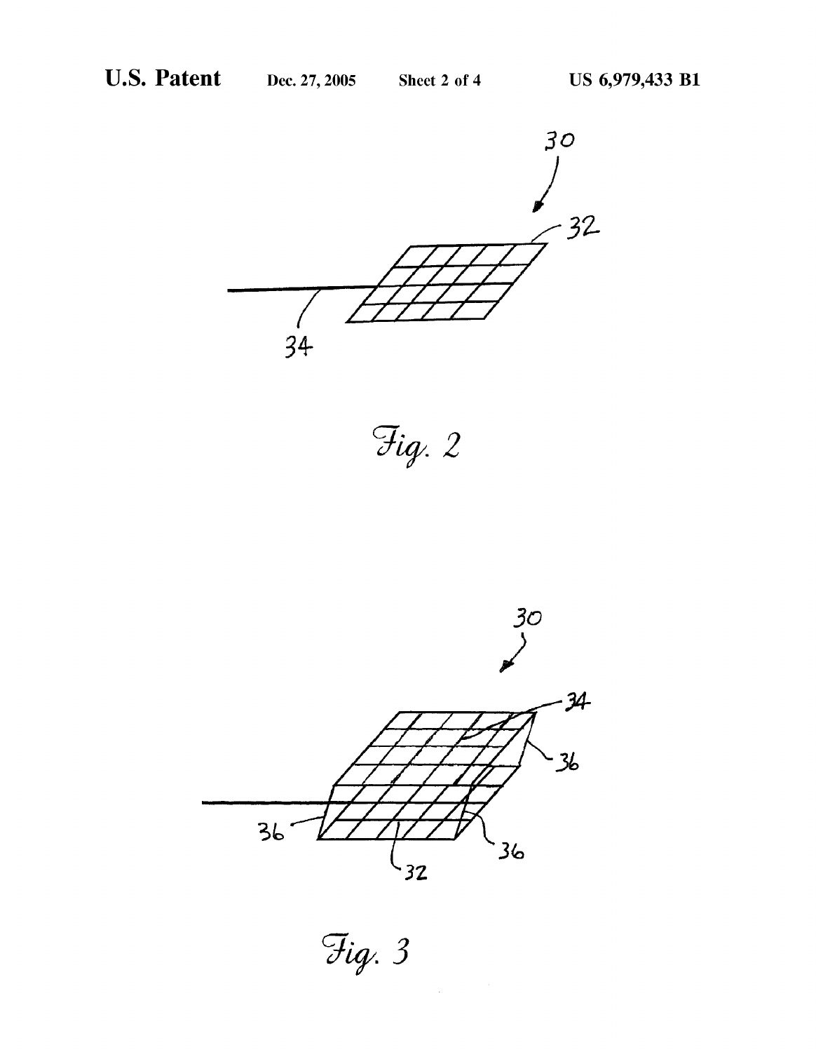Fig. 2

Fig. 3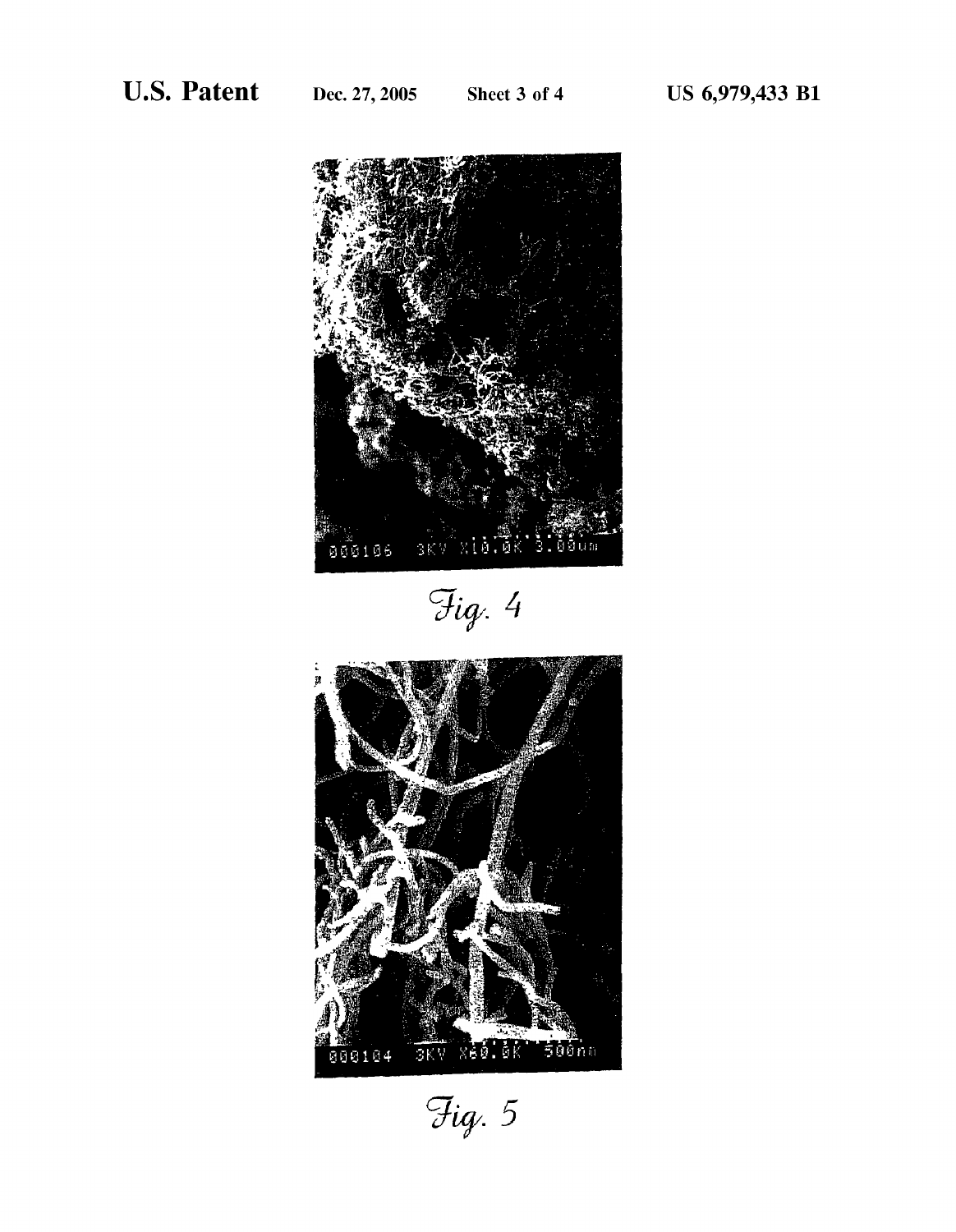Fig. 4

Fig. 5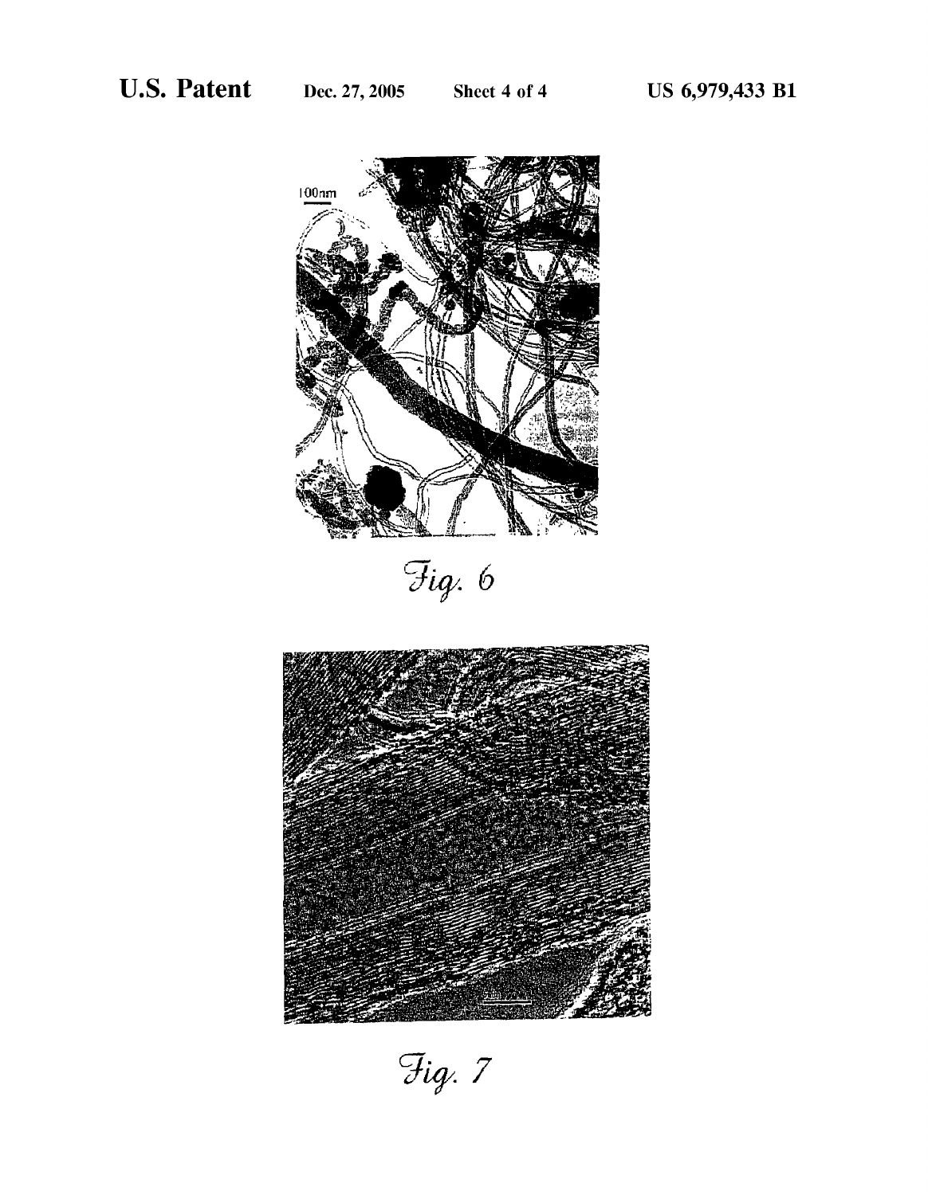Fig. 6

Fig. 7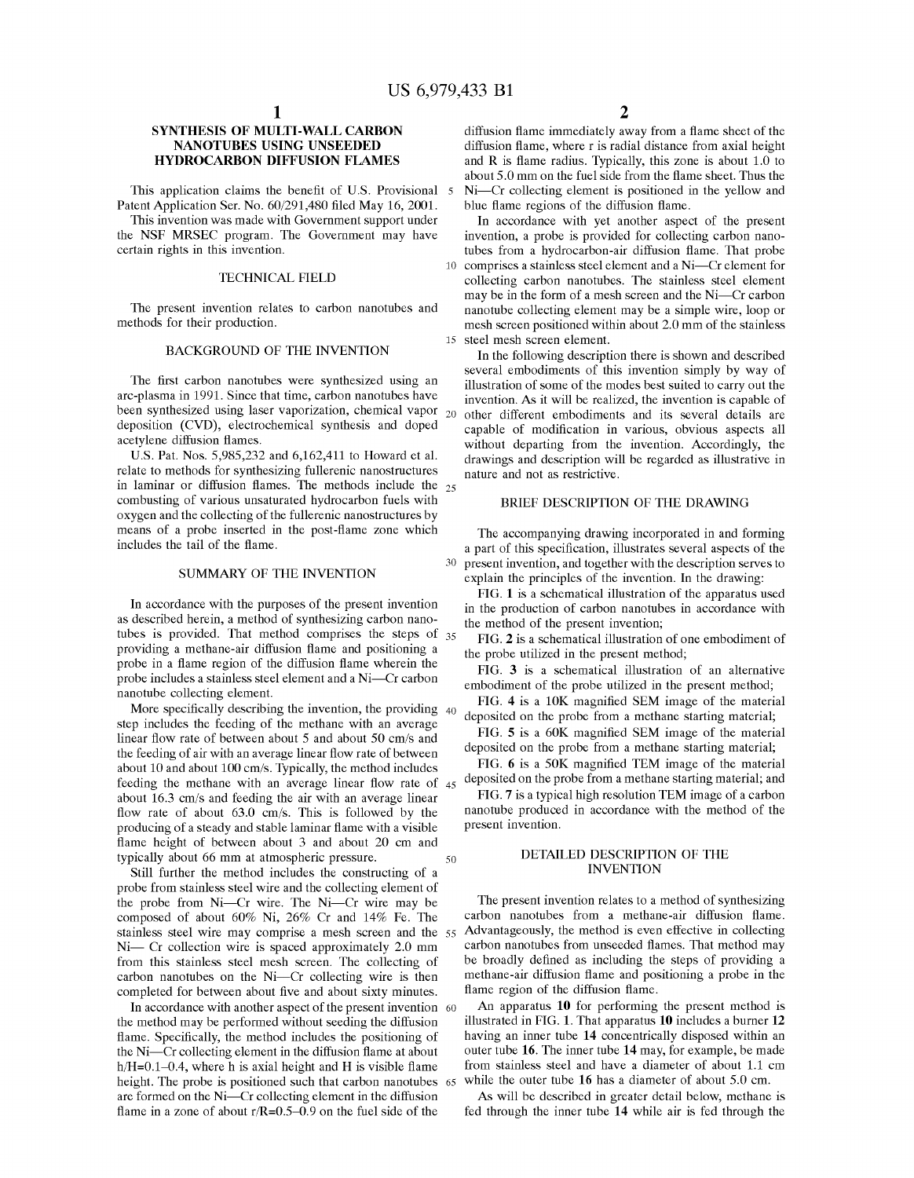# US 6,979,433 B1

## SYNTHESIS OF MULTI-WALL CARBON NANOTUBES USING UNSEEDED HYDROCARBON DIFFUSION FLAMES

This application claims the benefit of U.S. Provisional Patent Application Ser. No. 60/291,480 filed May 16, 2001.

This invention was made with Government support under the NSF MRSEC program. The Government may have certain rights in this invention.

### TECHNICAL FIELD

The present invention relates to carbon nanotubes and methods for their production.

### BACKGROUND OF THE INVENTION

The first carbon nanotubes were synthesized using an arc-plasma in 1991. Since that time, carbon nanotubes have been synthesized using laser vaporization, chemical vapor deposition (CVD), electrochemical synthesis and doped acetylene diffusion flames.

U.S. Pat. Nos. 5,985,232 and 6,162,411 to Howard et al. relate to methods for synthesizing fullerenic nanostructures in laminar or diffusion flames. The methods include the combusting of various unsaturated hydrocarbon fuels with oxygen and the collecting of the fullerenic nanostructures by means of a probe inserted in the post-flame zone which includes the tail of the flame.

### SUMMARY OF THE INVENTION

In accordance with the purposes of the present invention as described herein, a method of synthesizing carbon nanotubes is provided. That method comprises the steps of providing a methane-air diffusion flame and positioning a probe in a flame region of the diffusion flame wherein the probe includes a stainless steel element and a Ni—Cr carbon nanotube collecting element.

More specifically describing the invention, the providing step includes the feeding of the methane with an average linear flow rate of between about 5 and about 50 cm/s and the feeding of air with an average linear flow rate of between about 10 and about 100 cm/s. Typically, the method includes feeding the methane with an average linear flow rate of about 16.3 cm/s and feeding the air with an average linear flow rate of about 63.0 cm/s. This is followed by the producing of a steady and stable laminar flame with a visible flame height of between about 3 and about 20 cm and typically about 66 mm at atmospheric pressure.

Still further the method includes the constructing of a probe from stainless steel wire and the collecting element of the probe from Ni—Cr wire. The Ni—Cr wire may be composed of about 60% Ni, 26% Cr and 14% Fe. The stainless steel wire may comprise a mesh screen and the Ni— Cr collection wire is spaced approximately 2.0 mm from this stainless steel mesh screen. The collecting of carbon nanotubes on the Ni—Cr collecting wire is then completed for between about five and about sixty minutes.

In accordance with another aspect of the present invention the method may be performed without seeding the diffusion flame. Specifically, the method includes the positioning of the Ni—Cr collecting element in the diffusion flame at about $h/H=0.1$–$0.4$, where h is axial height and H is visible flame height. The probe is positioned such that carbon nanotubes are formed on the Ni—Cr collecting element in the diffusion flame in a zone of about $r/R=0.5$–$0.9$ on the fuel side of the diffusion flame immediately away from a flame sheet of the diffusion flame, where r is radial distance from axial height and R is flame radius. Typically, this zone is about 1.0 to about 5.0 mm on the fuel side from the flame sheet. Thus the Ni—Cr collecting element is positioned in the yellow and blue flame regions of the diffusion flame.

In accordance with yet another aspect of the present invention, a probe is provided for collecting carbon nanotubes from a hydrocarbon-air diffusion flame. That probe comprises a stainless steel element and a Ni—Cr element for collecting carbon nanotubes. The stainless steel element may be in the form of a mesh screen and the Ni—Cr carbon nanotube collecting element may be a simple wire, loop or mesh screen positioned within about 2.0 mm of the stainless steel mesh screen element.

In the following description there is shown and described several embodiments of this invention simply by way of illustration of some of the modes best suited to carry out the invention. As it will be realized, the invention is capable of other different embodiments and its several details are capable of modification in various, obvious aspects all without departing from the invention. Accordingly, the drawings and description will be regarded as illustrative in nature and not as restrictive.

### BRIEF DESCRIPTION OF THE DRAWING

The accompanying drawing incorporated in and forming a part of this specification, illustrates several aspects of the present invention, and together with the description serves to explain the principles of the invention. In the drawing:

FIG. 1 is a schematical illustration of the apparatus used in the production of carbon nanotubes in accordance with the method of the present invention;

FIG. 2 is a schematical illustration of one embodiment of the probe utilized in the present method;

FIG. 3 is a schematical illustration of an alternative embodiment of the probe utilized in the present method;

FIG. 4 is a 10K magnified SEM image of the material deposited on the probe from a methane starting material;

FIG. 5 is a 60K magnified SEM image of the material deposited on the probe from a methane starting material;

FIG. 6 is a 50K magnified TEM image of the material deposited on the probe from a methane starting material; and

FIG. 7 is a typical high resolution TEM image of a carbon nanotube produced in accordance with the method of the present invention.

### DETAILED DESCRIPTION OF THE INVENTION

The present invention relates to a method of synthesizing carbon nanotubes from a methane-air diffusion flame. Advantageously, the method is even effective in collecting carbon nanotubes from unseeded flames. That method may be broadly defined as including the steps of providing a methane-air diffusion flame and positioning a probe in the flame region of the diffusion flame.

An apparatus **10** for performing the present method is illustrated in FIG. **1**. That apparatus **10** includes a burner **12** having an inner tube **14** concentrically disposed within an outer tube **16**. The inner tube **14** may, for example, be made from stainless steel and have a diameter of about 1.1 cm while the outer tube **16** has a diameter of about 5.0 cm.

As will be described in greater detail below, methane is fed through the inner tube **14** while air is fed through the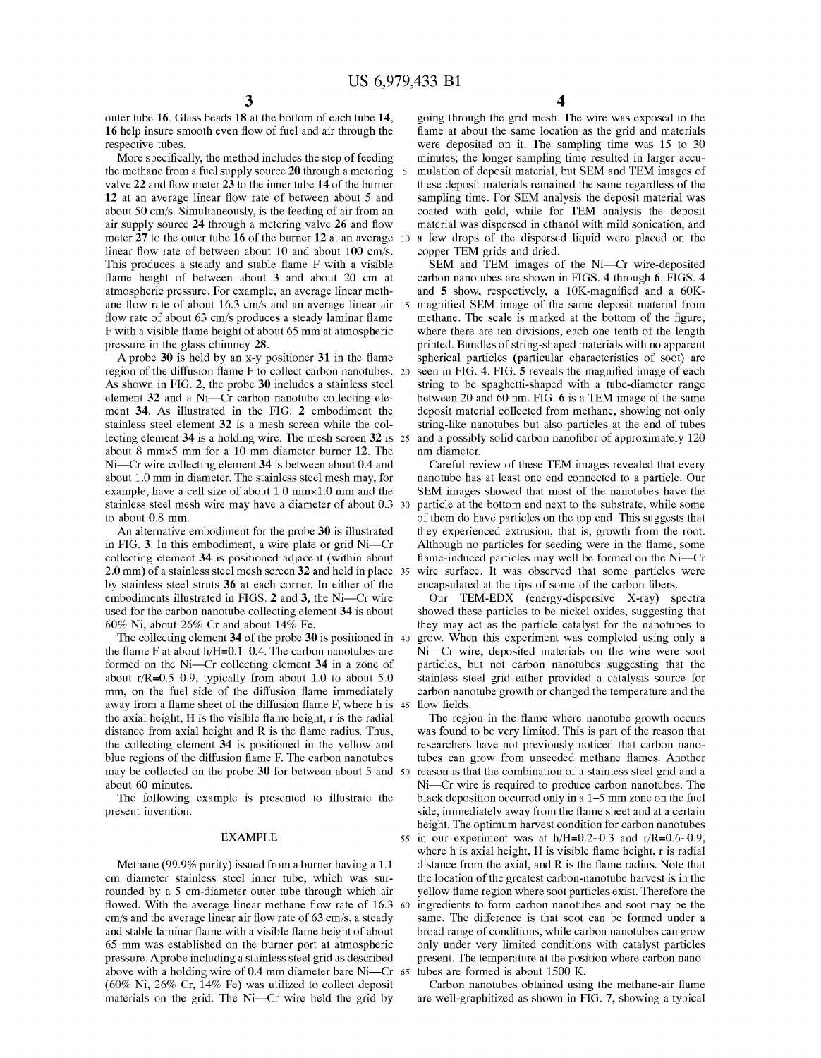outer tube 16. Glass beads 18 at the bottom of each tube 14, 16 help insure smooth even flow of fuel and air through the respective tubes.

More specifically, the method includes the step of feeding the methane from a fuel supply source 20 through a metering valve 22 and flow meter 23 to the inner tube 14 of the burner 12 at an average linear flow rate of between about 5 and about 50 cm/s. Simultaneously, is the feeding of air from an air supply source 24 through a metering valve 26 and flow meter 27 to the outer tube 16 of the burner 12 at an average linear flow rate of between about 10 and about 100 cm/s. This produces a steady and stable flame F with a visible flame height of between about 3 and about 20 cm at atmospheric pressure. For example, an average linear methane flow rate of about 16.3 cm/s and an average linear air flow rate of about 63 cm/s produces a steady laminar flame F with a visible flame height of about 65 mm at atmospheric pressure in the glass chimney 28.

A probe 30 is held by an x-y positioner 31 in the flame region of the diffusion flame F to collect carbon nanotubes. As shown in FIG. 2, the probe 30 includes a stainless steel element 32 and a Ni—Cr carbon nanotube collecting element 34. As illustrated in the FIG. 2 embodiment the stainless steel element 32 is a mesh screen while the collecting element 34 is a holding wire. The mesh screen 32 is about 8 mm×5 mm for a 10 mm diameter burner 12. The Ni—Cr wire collecting element 34 is between about 0.4 and about 1.0 mm in diameter. The stainless steel mesh may, for example, have a cell size of about 1.0 mm×1.0 mm and the stainless steel mesh wire may have a diameter of about 0.3 to about 0.8 mm.

An alternative embodiment for the probe 30 is illustrated in FIG. 3. In this embodiment, a wire plate or grid Ni—Cr collecting element 34 is positioned adjacent (within about 2.0 mm) of a stainless steel mesh screen 32 and held in place by stainless steel struts 36 at each corner. In either of the embodiments illustrated in FIGS. 2 and 3, the Ni—Cr wire used for the carbon nanotube collecting element 34 is about 60% Ni, about 26% Cr and about 14% Fe.

The collecting element 34 of the probe 30 is positioned in the flame F at about h/H=0.1–0.4. The carbon nanotubes are formed on the Ni—Cr collecting element 34 in a zone of about r/R=0.5–0.9, typically from about 1.0 to about 5.0 mm, on the fuel side of the diffusion flame immediately away from a flame sheet of the diffusion flame F, where h is the axial height, H is the visible flame height, r is the radial distance from axial height and R is the flame radius. Thus, the collecting element 34 is positioned in the yellow and blue regions of the diffusion flame F. The carbon nanotubes may be collected on the probe 30 for between about 5 and about 60 minutes.

The following example is presented to illustrate the present invention.

## EXAMPLE

Methane (99.9% purity) issued from a burner having a 1.1 cm diameter stainless steel inner tube, which was surrounded by a 5 cm-diameter outer tube through which air flowed. With the average linear methane flow rate of 16.3 cm/s and the average linear air flow rate of 63 cm/s, a steady and stable laminar flame with a visible flame height of about 65 mm was established on the burner port at atmospheric pressure. A probe including a stainless steel grid as described above with a holding wire of 0.4 mm diameter bare Ni—Cr (60% Ni, 26% Cr, 14% Fe) was utilized to collect deposit materials on the grid. The Ni—Cr wire held the grid by going through the grid mesh. The wire was exposed to the flame at about the same location as the grid and materials were deposited on it. The sampling time was 15 to 30 minutes; the longer sampling time resulted in larger accumulation of deposit material, but SEM and TEM images of these deposit materials remained the same regardless of the sampling time. For SEM analysis the deposit material was coated with gold, while for TEM analysis the deposit material was dispersed in ethanol with mild sonication, and a few drops of the dispersed liquid were placed on the copper TEM grids and dried.

SEM and TEM images of the Ni—Cr wire-deposited carbon nanotubes are shown in FIGS. 4 through 6. FIGS. 4 and 5 show, respectively, a 10K-magnified and a 60K-magnified SEM image of the same deposit material from methane. The scale is marked at the bottom of the figure, where there are ten divisions, each one tenth of the length printed. Bundles of string-shaped materials with no apparent spherical particles (particular characteristics of soot) are seen in FIG. 4. FIG. 5 reveals the magnified image of each string to be spaghetti-shaped with a tube-diameter range between 20 and 60 nm. FIG. 6 is a TEM image of the same deposit material collected from methane, showing not only string-like nanotubes but also particles at the end of tubes and a possibly solid carbon nanofiber of approximately 120 nm diameter.

Careful review of these TEM images revealed that every nanotube has at least one end connected to a particle. Our SEM images showed that most of the nanotubes have the particle at the bottom end next to the substrate, while some of them do have particles on the top end. This suggests that they experienced extrusion, that is, growth from the root. Although no particles for seeding were in the flame, some flame-induced particles may well be formed on the Ni—Cr wire surface. It was observed that some particles were encapsulated at the tips of some of the carbon fibers.

Our TEM-EDX (energy-dispersive X-ray) spectra showed these particles to be nickel oxides, suggesting that they may act as the particle catalyst for the nanotubes to grow. When this experiment was completed using only a Ni—Cr wire, deposited materials on the wire were soot particles, but not carbon nanotubes suggesting that the stainless steel grid either provided a catalysis source for carbon nanotube growth or changed the temperature and the flow fields.

The region in the flame where nanotube growth occurs was found to be very limited. This is part of the reason that researchers have not previously noticed that carbon nanotubes can grow from unseeded methane flames. Another reason is that the combination of a stainless steel grid and a Ni—Cr wire is required to produce carbon nanotubes. The black deposition occurred only in a 1–5 mm zone on the fuel side, immediately away from the flame sheet and at a certain height. The optimum harvest condition for carbon nanotubes in our experiment was at h/H=0.2~0.3 and r/R=0.6~0.9, where h is axial height, H is visible flame height, r is radial distance from the axial, and R is the flame radius. Note that the location of the greatest carbon-nanotube harvest is in the yellow flame region where soot particles exist. Therefore the ingredients to form carbon nanotubes and soot may be the same. The difference is that soot can be formed under a broad range of conditions, while carbon nanotubes can grow only under very limited conditions with catalyst particles present. The temperature at the position where carbon nanotubes are formed is about 1500 K.

Carbon nanotubes obtained using the methane-air flame are well-graphitized as shown in FIG. 7, showing a typical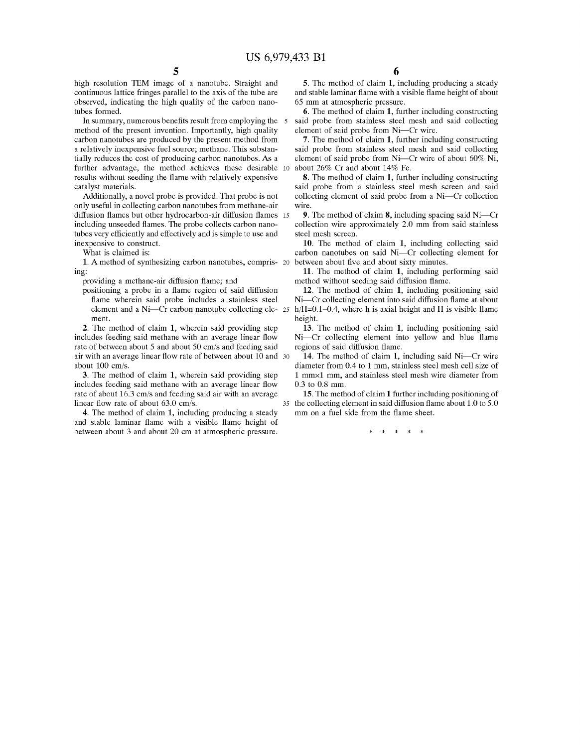high resolution TEM image of a nanotube. Straight and continuous lattice fringes parallel to the axis of the tube are observed, indicating the high quality of the carbon nanotubes formed.

In summary, numerous benefits result from employing the method of the present invention. Importantly, high quality carbon nanotubes are produced by the present method from a relatively inexpensive fuel source; methane. This substantially reduces the cost of producing carbon nanotubes. As a further advantage, the method achieves these desirable results without seeding the flame with relatively expensive catalyst materials.

Additionally, a novel probe is provided. That probe is not only useful in collecting carbon nanotubes from methane-air diffusion flames but other hydrocarbon-air diffusion flames including unseeded flames. The probe collects carbon nanotubes very efficiently and effectively and is simple to use and inexpensive to construct.

What is claimed is:

1. A method of synthesizing carbon nanotubes, comprising:
   - providing a methane-air diffusion flame; and
   - positioning a probe in a flame region of said diffusion flame wherein said probe includes a stainless steel element and a Ni—Cr carbon nanotube collecting element.

2. The method of claim 1, wherein said providing step includes feeding said methane with an average linear flow rate of between about 5 and about 50 cm/s and feeding said air with an average linear flow rate of between about 10 and about 100 cm/s.

3. The method of claim 1, wherein said providing step includes feeding said methane with an average linear flow rate of about 16.3 cm/s and feeding said air with an average linear flow rate of about 63.0 cm/s.

4. The method of claim 1, including producing a steady and stable laminar flame with a visible flame height of between about 3 and about 20 cm at atmospheric pressure.

5. The method of claim 1, including producing a steady and stable laminar flame with a visible flame height of about 65 mm at atmospheric pressure.

6. The method of claim 1, further including constructing said probe from stainless steel mesh and said collecting element of said probe from Ni—Cr wire.

7. The method of claim 1, further including constructing said probe from stainless steel mesh and said collecting element of said probe from Ni—Cr wire of about 60% Ni, about 26% Cr and about 14% Fe.

8. The method of claim 1, further including constructing said probe from a stainless steel mesh screen and said collecting element of said probe from a Ni—Cr collection wire.

9. The method of claim 8, including spacing said Ni—Cr collection wire approximately 2.0 mm from said stainless steel mesh screen.

10. The method of claim 1, including collecting said carbon nanotubes on said Ni—Cr collecting element for between about five and about sixty minutes.

11. The method of claim 1, including performing said method without seeding said diffusion flame.

12. The method of claim 1, including positioning said Ni—Cr collecting element into said diffusion flame at about $h/H=0.1–0.4$, where h is axial height and H is visible flame height.

13. The method of claim 1, including positioning said Ni—Cr collecting element into yellow and blue flame regions of said diffusion flame.

14. The method of claim 1, including said Ni—Cr wire diameter from 0.4 to 1 mm, stainless steel mesh cell size of 1 mm×1 mm, and stainless steel mesh wire diameter from 0.3 to 0.8 mm.

15. The method of claim 1 further including positioning of the collecting element in said diffusion flame about 1.0 to 5.0 mm on a fuel side from the flame sheet.

* * * * *